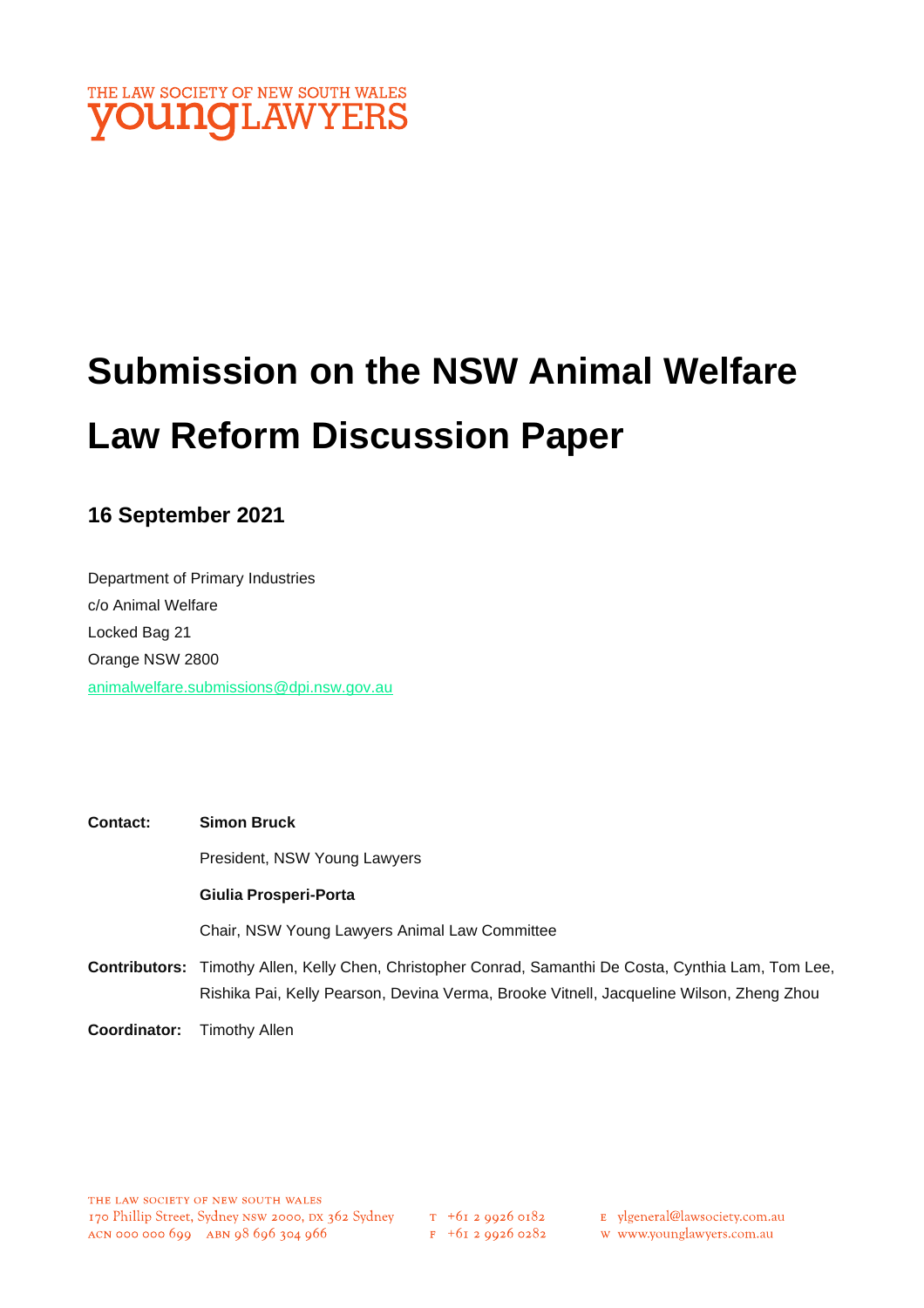THE LAW SOCIETY OF NEW SOUTH WALES
youngLAWYERS

# Submission on the NSW Animal Welfare Law Reform Discussion Paper

## 16 September 2021

Department of Primary Industries
c/o Animal Welfare
Locked Bag 21
Orange NSW 2800
animalwelfare.submissions@dpi.nsw.gov.au

**Contact:** **Simon Bruck**
President, NSW Young Lawyers
**Giulia Prosperi-Porta**
Chair, NSW Young Lawyers Animal Law Committee

**Contributors:** Timothy Allen, Kelly Chen, Christopher Conrad, Samanthi De Costa, Cynthia Lam, Tom Lee, Rishika Pai, Kelly Pearson, Devina Verma, Brooke Vitnell, Jacqueline Wilson, Zheng Zhou

**Coordinator:** Timothy Allen

THE LAW SOCIETY OF NEW SOUTH WALES
170 Phillip Street, Sydney NSW 2000, DX 362 Sydney
ACN 000 000 699 ABN 98 696 304 966
T +61 2 9926 0182
F +61 2 9926 0282
E ylgeneral@lawsociety.com.au
W www.younglawyers.com.au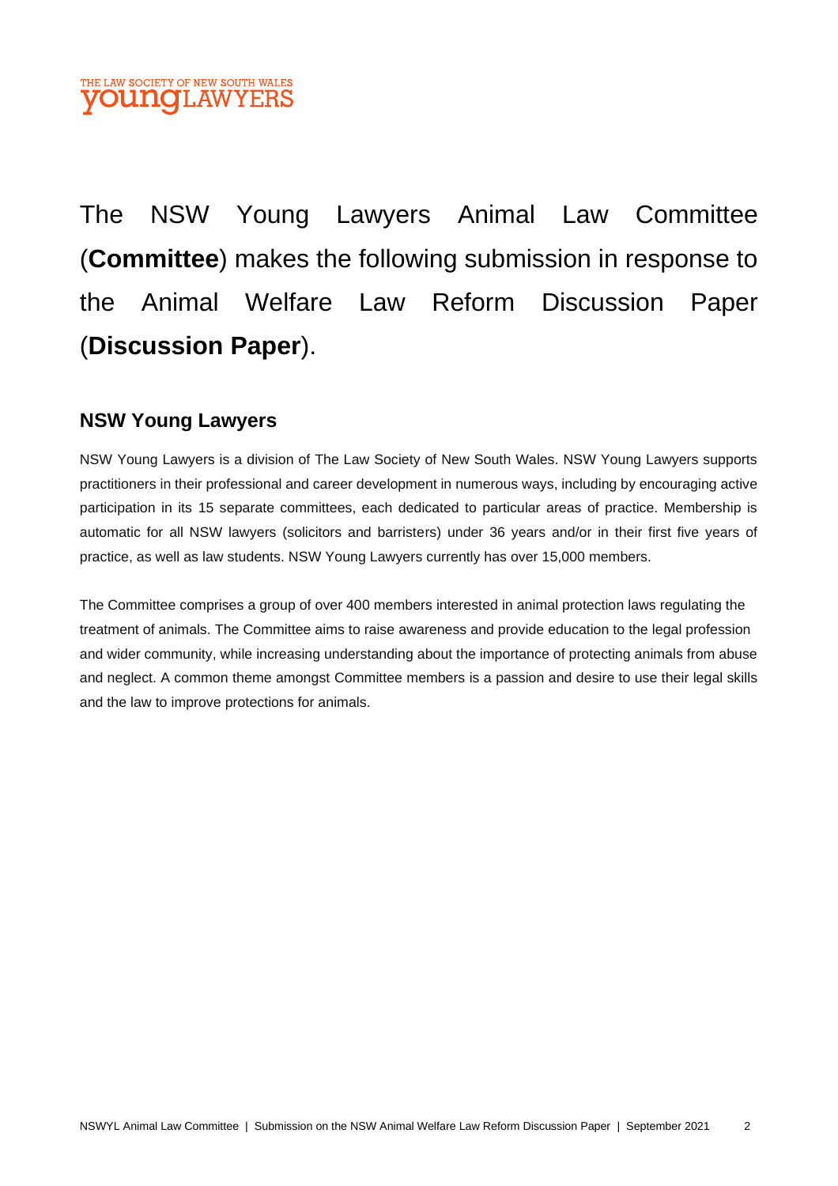The NSW Young Lawyers Animal Law Committee (**Committee**) makes the following submission in response to the Animal Welfare Law Reform Discussion Paper (**Discussion Paper**).

## NSW Young Lawyers

NSW Young Lawyers is a division of The Law Society of New South Wales. NSW Young Lawyers supports practitioners in their professional and career development in numerous ways, including by encouraging active participation in its 15 separate committees, each dedicated to particular areas of practice. Membership is automatic for all NSW lawyers (solicitors and barristers) under 36 years and/or in their first five years of practice, as well as law students. NSW Young Lawyers currently has over 15,000 members.

The Committee comprises a group of over 400 members interested in animal protection laws regulating the treatment of animals. The Committee aims to raise awareness and provide education to the legal profession and wider community, while increasing understanding about the importance of protecting animals from abuse and neglect. A common theme amongst Committee members is a passion and desire to use their legal skills and the law to improve protections for animals.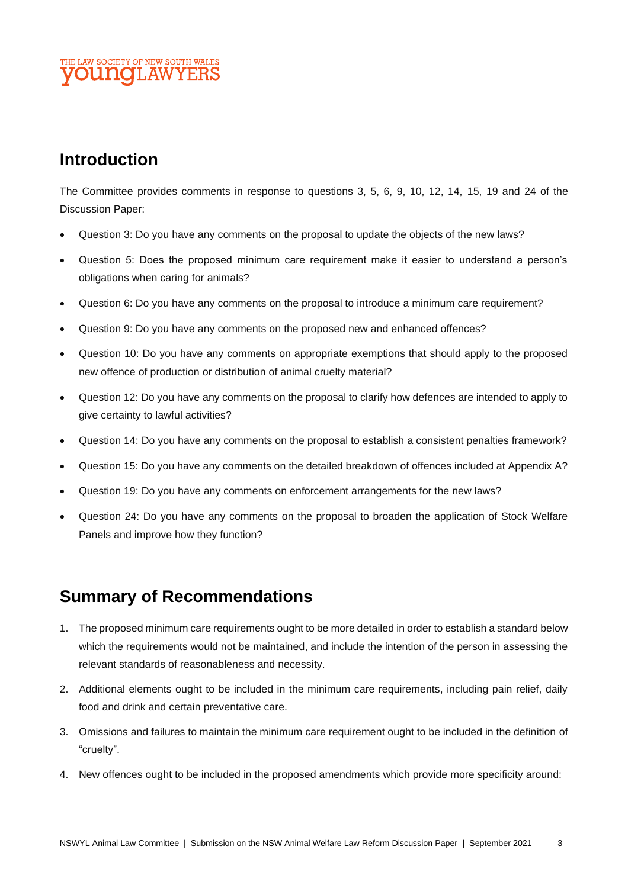## Introduction

The Committee provides comments in response to questions 3, 5, 6, 9, 10, 12, 14, 15, 19 and 24 of the Discussion Paper:

- Question 3: Do you have any comments on the proposal to update the objects of the new laws?
- Question 5: Does the proposed minimum care requirement make it easier to understand a person's obligations when caring for animals?
- Question 6: Do you have any comments on the proposal to introduce a minimum care requirement?
- Question 9: Do you have any comments on the proposed new and enhanced offences?
- Question 10: Do you have any comments on appropriate exemptions that should apply to the proposed new offence of production or distribution of animal cruelty material?
- Question 12: Do you have any comments on the proposal to clarify how defences are intended to apply to give certainty to lawful activities?
- Question 14: Do you have any comments on the proposal to establish a consistent penalties framework?
- Question 15: Do you have any comments on the detailed breakdown of offences included at Appendix A?
- Question 19: Do you have any comments on enforcement arrangements for the new laws?
- Question 24: Do you have any comments on the proposal to broaden the application of Stock Welfare Panels and improve how they function?

## Summary of Recommendations

1. The proposed minimum care requirements ought to be more detailed in order to establish a standard below which the requirements would not be maintained, and include the intention of the person in assessing the relevant standards of reasonableness and necessity.
2. Additional elements ought to be included in the minimum care requirements, including pain relief, daily food and drink and certain preventative care.
3. Omissions and failures to maintain the minimum care requirement ought to be included in the definition of "cruelty".
4. New offences ought to be included in the proposed amendments which provide more specificity around: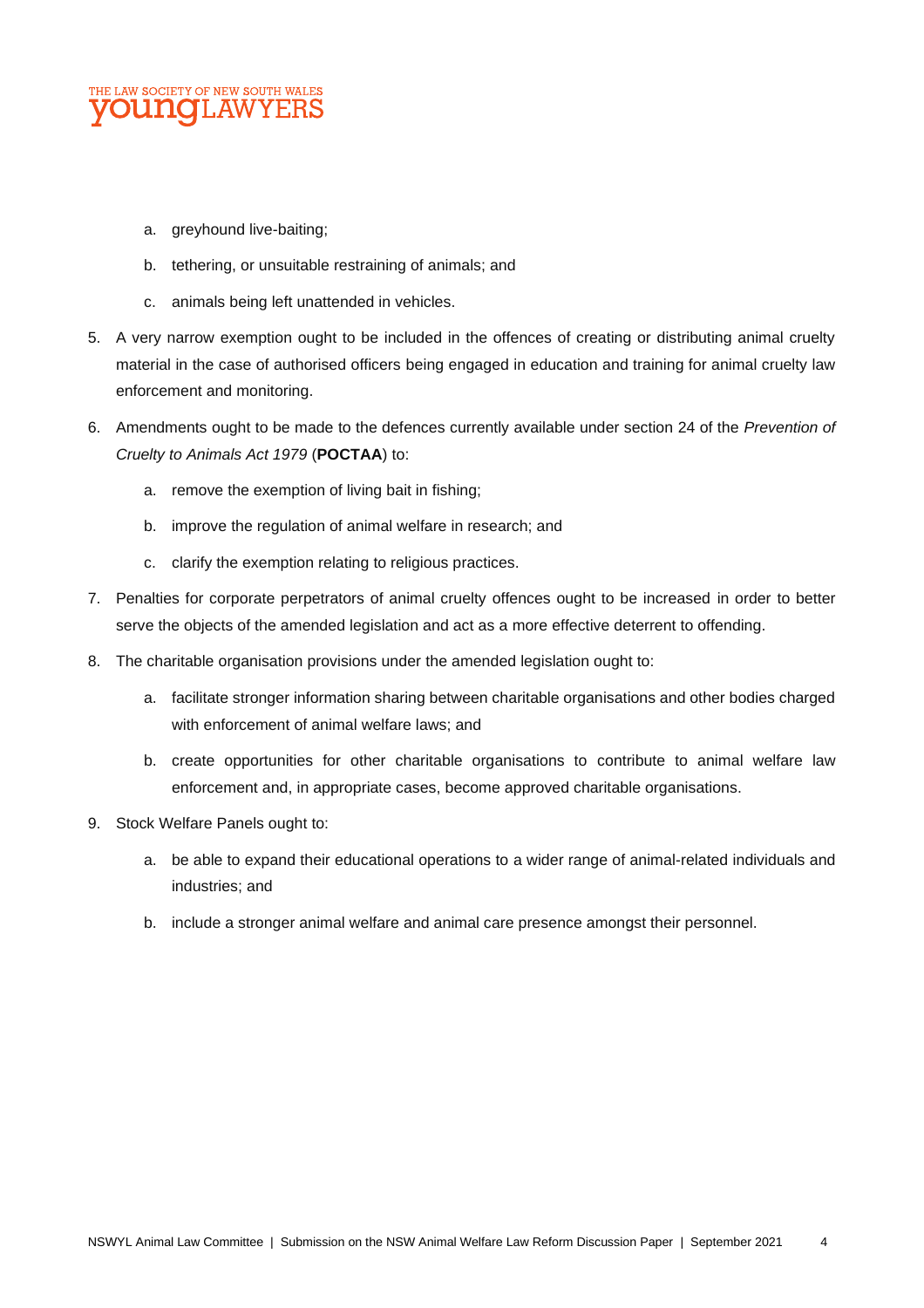a. greyhound live-baiting;

   b. tethering, or unsuitable restraining of animals; and

   c. animals being left unattended in vehicles.

5. A very narrow exemption ought to be included in the offences of creating or distributing animal cruelty material in the case of authorised officers being engaged in education and training for animal cruelty law enforcement and monitoring.

6. Amendments ought to be made to the defences currently available under section 24 of the *Prevention of Cruelty to Animals Act 1979* (**POCTAA**) to:

   a. remove the exemption of living bait in fishing;

   b. improve the regulation of animal welfare in research; and

   c. clarify the exemption relating to religious practices.

7. Penalties for corporate perpetrators of animal cruelty offences ought to be increased in order to better serve the objects of the amended legislation and act as a more effective deterrent to offending.

8. The charitable organisation provisions under the amended legislation ought to:

   a. facilitate stronger information sharing between charitable organisations and other bodies charged with enforcement of animal welfare laws; and

   b. create opportunities for other charitable organisations to contribute to animal welfare law enforcement and, in appropriate cases, become approved charitable organisations.

9. Stock Welfare Panels ought to:

   a. be able to expand their educational operations to a wider range of animal-related individuals and industries; and

   b. include a stronger animal welfare and animal care presence amongst their personnel.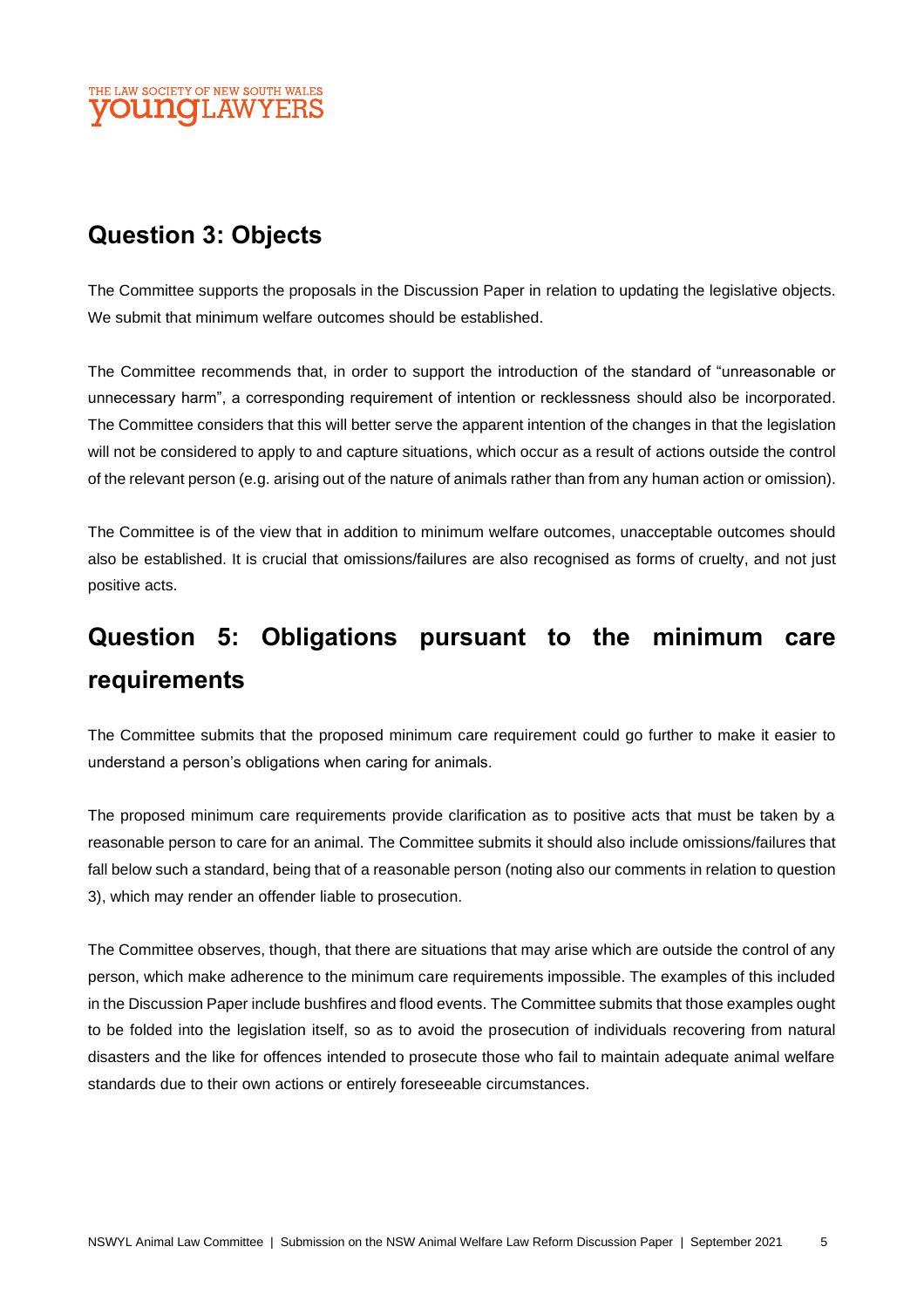## Question 3: Objects

The Committee supports the proposals in the Discussion Paper in relation to updating the legislative objects. We submit that minimum welfare outcomes should be established.

The Committee recommends that, in order to support the introduction of the standard of "unreasonable or unnecessary harm", a corresponding requirement of intention or recklessness should also be incorporated. The Committee considers that this will better serve the apparent intention of the changes in that the legislation will not be considered to apply to and capture situations, which occur as a result of actions outside the control of the relevant person (e.g. arising out of the nature of animals rather than from any human action or omission).

The Committee is of the view that in addition to minimum welfare outcomes, unacceptable outcomes should also be established. It is crucial that omissions/failures are also recognised as forms of cruelty, and not just positive acts.

## Question 5: Obligations pursuant to the minimum care requirements

The Committee submits that the proposed minimum care requirement could go further to make it easier to understand a person's obligations when caring for animals.

The proposed minimum care requirements provide clarification as to positive acts that must be taken by a reasonable person to care for an animal. The Committee submits it should also include omissions/failures that fall below such a standard, being that of a reasonable person (noting also our comments in relation to question 3), which may render an offender liable to prosecution.

The Committee observes, though, that there are situations that may arise which are outside the control of any person, which make adherence to the minimum care requirements impossible. The examples of this included in the Discussion Paper include bushfires and flood events. The Committee submits that those examples ought to be folded into the legislation itself, so as to avoid the prosecution of individuals recovering from natural disasters and the like for offences intended to prosecute those who fail to maintain adequate animal welfare standards due to their own actions or entirely foreseeable circumstances.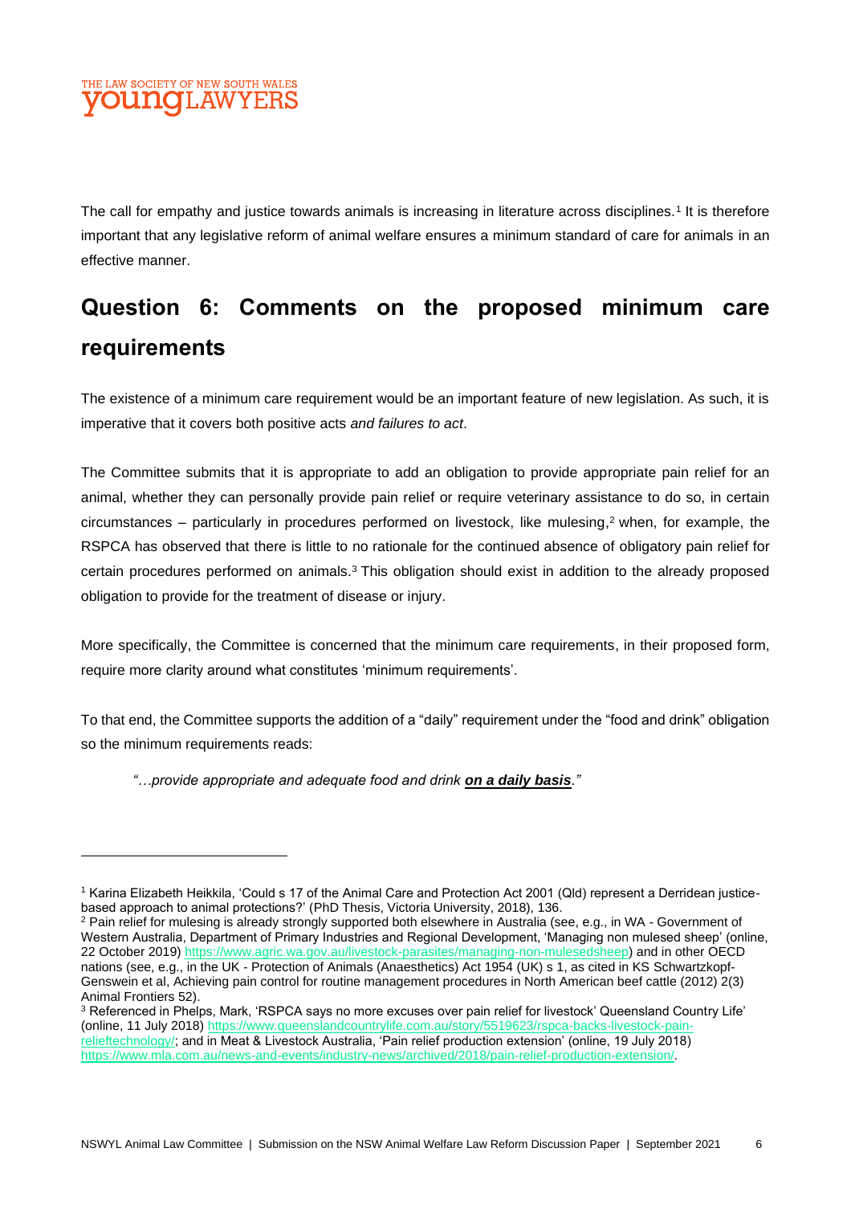The call for empathy and justice towards animals is increasing in literature across disciplines.[1] It is therefore important that any legislative reform of animal welfare ensures a minimum standard of care for animals in an effective manner.

## Question 6: Comments on the proposed minimum care requirements

The existence of a minimum care requirement would be an important feature of new legislation. As such, it is imperative that it covers both positive acts *and failures to act*.

The Committee submits that it is appropriate to add an obligation to provide appropriate pain relief for an animal, whether they can personally provide pain relief or require veterinary assistance to do so, in certain circumstances – particularly in procedures performed on livestock, like mulesing,[2] when, for example, the RSPCA has observed that there is little to no rationale for the continued absence of obligatory pain relief for certain procedures performed on animals.[3] This obligation should exist in addition to the already proposed obligation to provide for the treatment of disease or injury.

More specifically, the Committee is concerned that the minimum care requirements, in their proposed form, require more clarity around what constitutes 'minimum requirements'.

To that end, the Committee supports the addition of a "daily" requirement under the "food and drink" obligation so the minimum requirements reads:

> *"…provide appropriate and adequate food and drink* ***on a daily basis****."*

---

[1] Karina Elizabeth Heikkila, 'Could s 17 of the Animal Care and Protection Act 2001 (Qld) represent a Derridean justice-based approach to animal protections?' (PhD Thesis, Victoria University, 2018), 136.

[2] Pain relief for mulesing is already strongly supported both elsewhere in Australia (see, e.g., in WA - Government of Western Australia, Department of Primary Industries and Regional Development, 'Managing non mulesed sheep' (online, 22 October 2019) https://www.agric.wa.gov.au/livestock-parasites/managing-non-mulesedsheep) and in other OECD nations (see, e.g., in the UK - Protection of Animals (Anaesthetics) Act 1954 (UK) s 1, as cited in KS Schwartzkopf-Genswein et al, Achieving pain control for routine management procedures in North American beef cattle (2012) 2(3) Animal Frontiers 52).

[3] Referenced in Phelps, Mark, 'RSPCA says no more excuses over pain relief for livestock' Queensland Country Life' (online, 11 July 2018) https://www.queenslandcountrylife.com.au/story/5519623/rspca-backs-livestock-pain-relieftechnology/; and in Meat & Livestock Australia, 'Pain relief production extension' (online, 19 July 2018) https://www.mla.com.au/news-and-events/industry-news/archived/2018/pain-relief-production-extension/.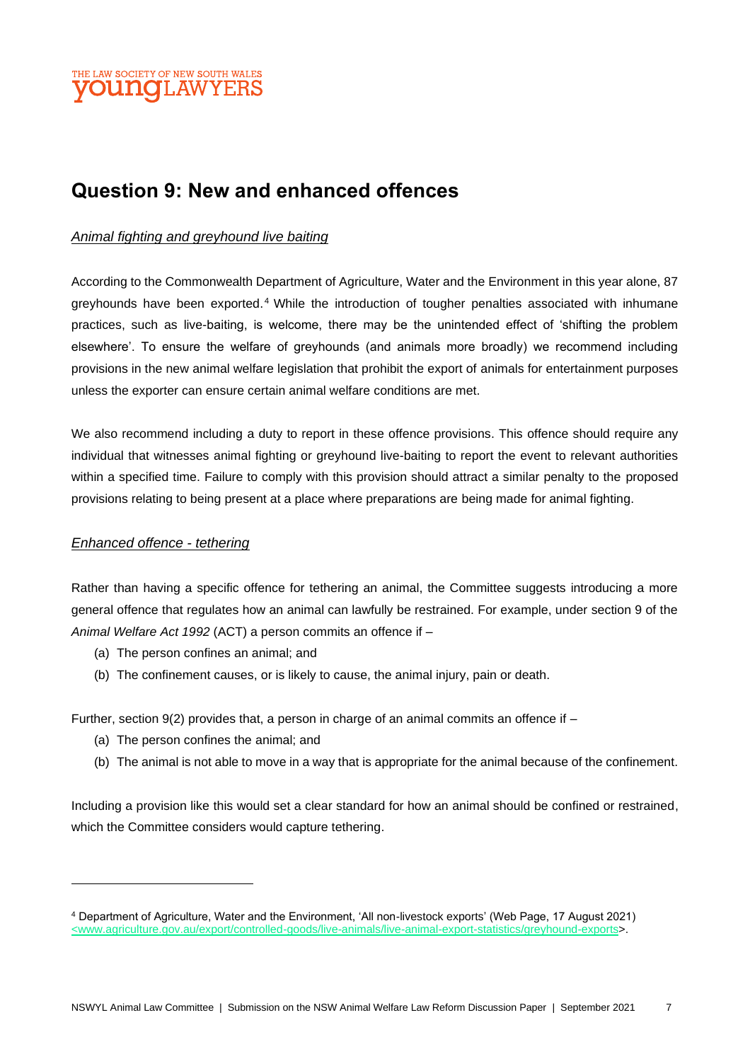## Question 9: New and enhanced offences

*Animal fighting and greyhound live baiting*

According to the Commonwealth Department of Agriculture, Water and the Environment in this year alone, 87 greyhounds have been exported.[4] While the introduction of tougher penalties associated with inhumane practices, such as live-baiting, is welcome, there may be the unintended effect of 'shifting the problem elsewhere'. To ensure the welfare of greyhounds (and animals more broadly) we recommend including provisions in the new animal welfare legislation that prohibit the export of animals for entertainment purposes unless the exporter can ensure certain animal welfare conditions are met.

We also recommend including a duty to report in these offence provisions. This offence should require any individual that witnesses animal fighting or greyhound live-baiting to report the event to relevant authorities within a specified time. Failure to comply with this provision should attract a similar penalty to the proposed provisions relating to being present at a place where preparations are being made for animal fighting.

*Enhanced offence - tethering*

Rather than having a specific offence for tethering an animal, the Committee suggests introducing a more general offence that regulates how an animal can lawfully be restrained. For example, under section 9 of the *Animal Welfare Act 1992* (ACT) a person commits an offence if –

(a) The person confines an animal; and
(b) The confinement causes, or is likely to cause, the animal injury, pain or death.

Further, section 9(2) provides that, a person in charge of an animal commits an offence if –

(a) The person confines the animal; and
(b) The animal is not able to move in a way that is appropriate for the animal because of the confinement.

Including a provision like this would set a clear standard for how an animal should be confined or restrained, which the Committee considers would capture tethering.

---

[4] Department of Agriculture, Water and the Environment, 'All non-livestock exports' (Web Page, 17 August 2021) <www.agriculture.gov.au/export/controlled-goods/live-animals/live-animal-export-statistics/greyhound-exports>.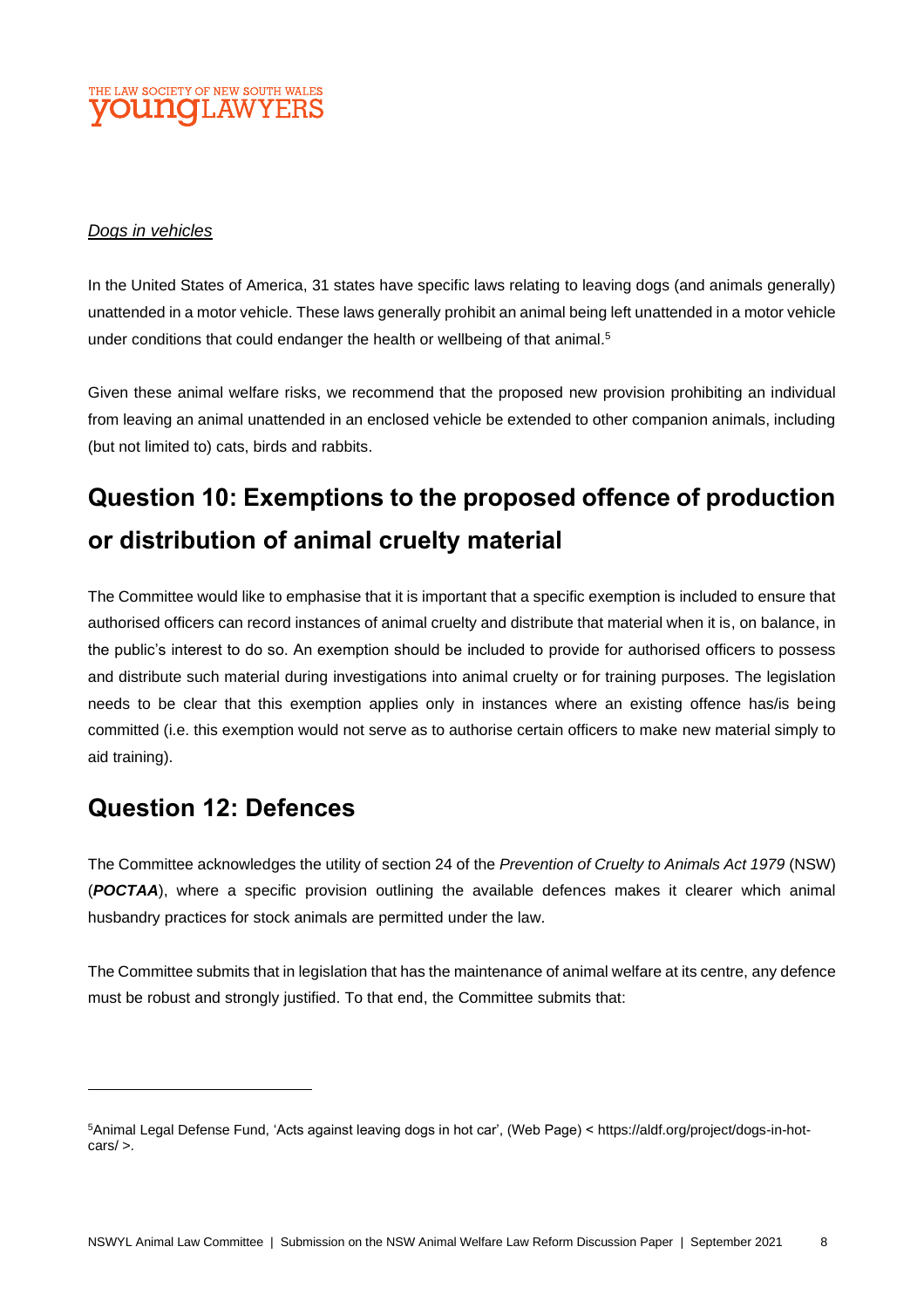*Dogs in vehicles*

In the United States of America, 31 states have specific laws relating to leaving dogs (and animals generally) unattended in a motor vehicle. These laws generally prohibit an animal being left unattended in a motor vehicle under conditions that could endanger the health or wellbeing of that animal.[5]

Given these animal welfare risks, we recommend that the proposed new provision prohibiting an individual from leaving an animal unattended in an enclosed vehicle be extended to other companion animals, including (but not limited to) cats, birds and rabbits.

## Question 10: Exemptions to the proposed offence of production or distribution of animal cruelty material

The Committee would like to emphasise that it is important that a specific exemption is included to ensure that authorised officers can record instances of animal cruelty and distribute that material when it is, on balance, in the public's interest to do so. An exemption should be included to provide for authorised officers to possess and distribute such material during investigations into animal cruelty or for training purposes. The legislation needs to be clear that this exemption applies only in instances where an existing offence has/is being committed (i.e. this exemption would not serve as to authorise certain officers to make new material simply to aid training).

## Question 12: Defences

The Committee acknowledges the utility of section 24 of the *Prevention of Cruelty to Animals Act 1979* (NSW) (***POCTAA***), where a specific provision outlining the available defences makes it clearer which animal husbandry practices for stock animals are permitted under the law.

The Committee submits that in legislation that has the maintenance of animal welfare at its centre, any defence must be robust and strongly justified. To that end, the Committee submits that:

---

[5] Animal Legal Defense Fund, 'Acts against leaving dogs in hot car', (Web Page) < https://aldf.org/project/dogs-in-hot-cars/ >.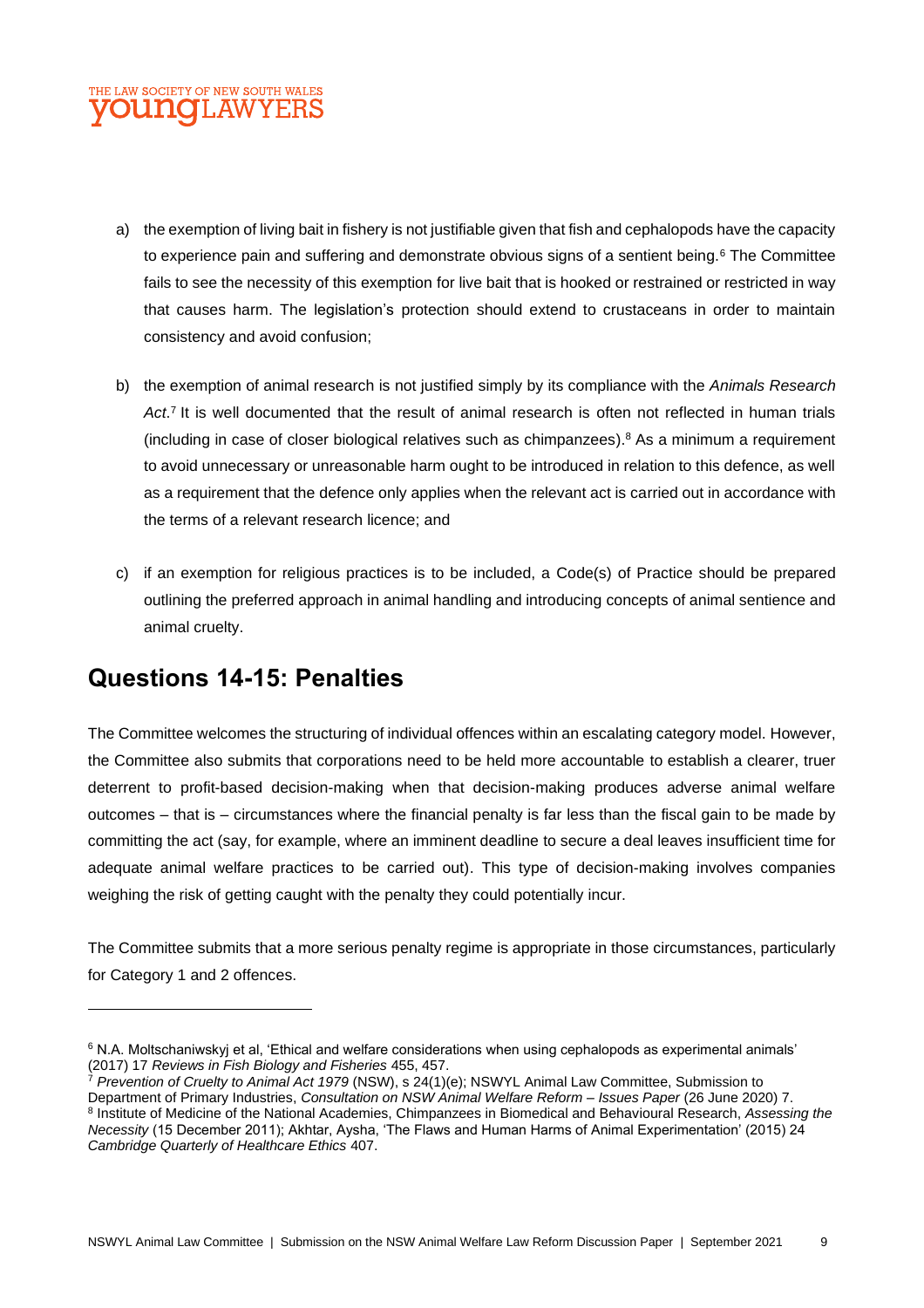a) the exemption of living bait in fishery is not justifiable given that fish and cephalopods have the capacity to experience pain and suffering and demonstrate obvious signs of a sentient being.[6] The Committee fails to see the necessity of this exemption for live bait that is hooked or restrained or restricted in way that causes harm. The legislation's protection should extend to crustaceans in order to maintain consistency and avoid confusion;

b) the exemption of animal research is not justified simply by its compliance with the *Animals Research Act*.[7] It is well documented that the result of animal research is often not reflected in human trials (including in case of closer biological relatives such as chimpanzees).[8] As a minimum a requirement to avoid unnecessary or unreasonable harm ought to be introduced in relation to this defence, as well as a requirement that the defence only applies when the relevant act is carried out in accordance with the terms of a relevant research licence; and

c) if an exemption for religious practices is to be included, a Code(s) of Practice should be prepared outlining the preferred approach in animal handling and introducing concepts of animal sentience and animal cruelty.

## Questions 14-15: Penalties

The Committee welcomes the structuring of individual offences within an escalating category model. However, the Committee also submits that corporations need to be held more accountable to establish a clearer, truer deterrent to profit-based decision-making when that decision-making produces adverse animal welfare outcomes – that is – circumstances where the financial penalty is far less than the fiscal gain to be made by committing the act (say, for example, where an imminent deadline to secure a deal leaves insufficient time for adequate animal welfare practices to be carried out). This type of decision-making involves companies weighing the risk of getting caught with the penalty they could potentially incur.

The Committee submits that a more serious penalty regime is appropriate in those circumstances, particularly for Category 1 and 2 offences.

---

[6] N.A. Moltschaniwskyj et al, 'Ethical and welfare considerations when using cephalopods as experimental animals' (2017) 17 *Reviews in Fish Biology and Fisheries* 455, 457.

[7] *Prevention of Cruelty to Animal Act 1979* (NSW), s 24(1)(e); NSWYL Animal Law Committee, Submission to Department of Primary Industries, *Consultation on NSW Animal Welfare Reform – Issues Paper* (26 June 2020) 7.

[8] Institute of Medicine of the National Academies, Chimpanzees in Biomedical and Behavioural Research, *Assessing the Necessity* (15 December 2011); Akhtar, Aysha, 'The Flaws and Human Harms of Animal Experimentation' (2015) 24 *Cambridge Quarterly of Healthcare Ethics* 407.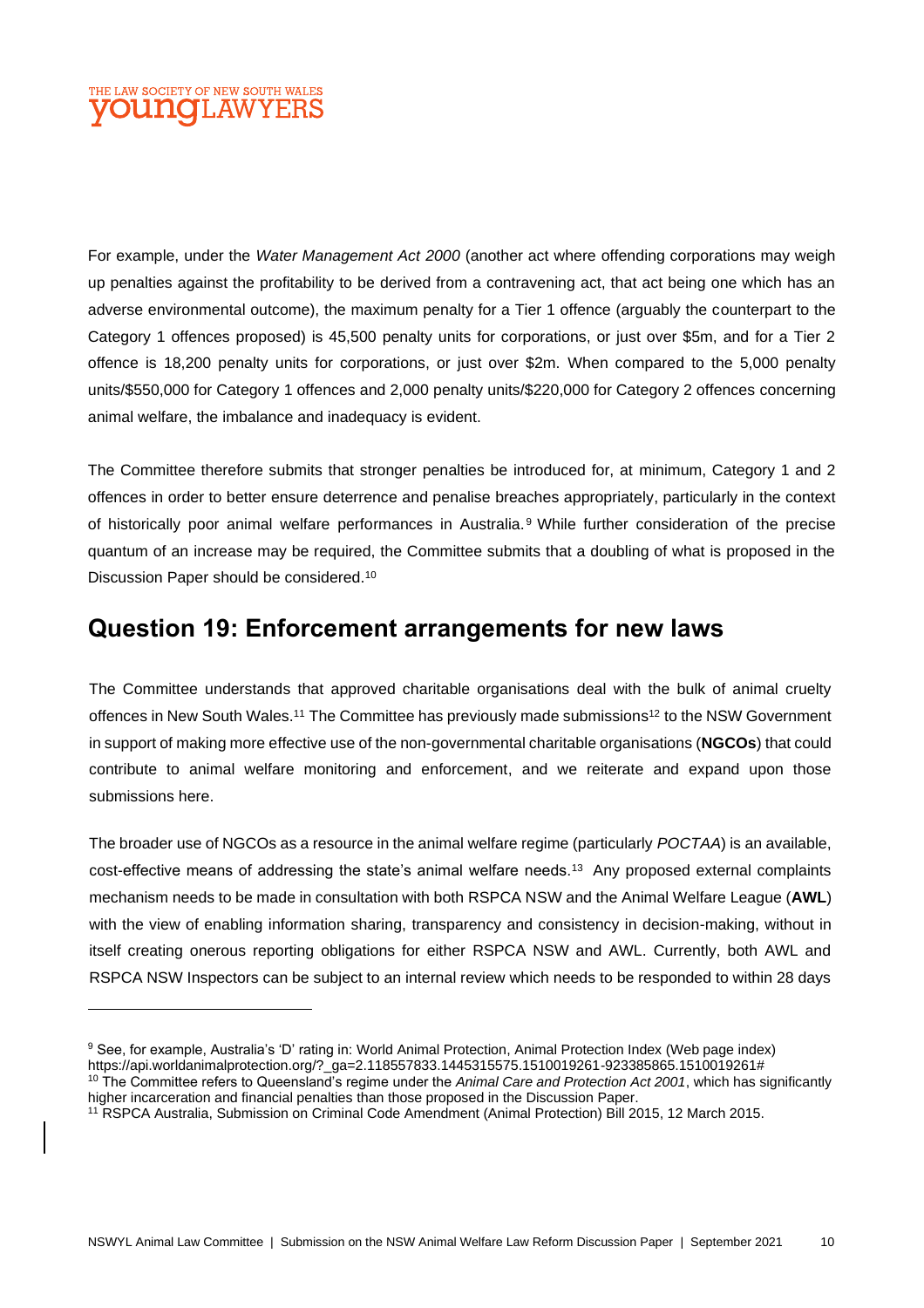For example, under the *Water Management Act 2000* (another act where offending corporations may weigh up penalties against the profitability to be derived from a contravening act, that act being one which has an adverse environmental outcome), the maximum penalty for a Tier 1 offence (arguably the counterpart to the Category 1 offences proposed) is 45,500 penalty units for corporations, or just over $5m, and for a Tier 2 offence is 18,200 penalty units for corporations, or just over $2m. When compared to the 5,000 penalty units/$550,000 for Category 1 offences and 2,000 penalty units/$220,000 for Category 2 offences concerning animal welfare, the imbalance and inadequacy is evident.

The Committee therefore submits that stronger penalties be introduced for, at minimum, Category 1 and 2 offences in order to better ensure deterrence and penalise breaches appropriately, particularly in the context of historically poor animal welfare performances in Australia.[9] While further consideration of the precise quantum of an increase may be required, the Committee submits that a doubling of what is proposed in the Discussion Paper should be considered.[10]

## Question 19: Enforcement arrangements for new laws

The Committee understands that approved charitable organisations deal with the bulk of animal cruelty offences in New South Wales.[11] The Committee has previously made submissions[12] to the NSW Government in support of making more effective use of the non-governmental charitable organisations (**NGCOs**) that could contribute to animal welfare monitoring and enforcement, and we reiterate and expand upon those submissions here.

The broader use of NGCOs as a resource in the animal welfare regime (particularly *POCTAA*) is an available, cost-effective means of addressing the state's animal welfare needs.[13] Any proposed external complaints mechanism needs to be made in consultation with both RSPCA NSW and the Animal Welfare League (**AWL**) with the view of enabling information sharing, transparency and consistency in decision-making, without in itself creating onerous reporting obligations for either RSPCA NSW and AWL. Currently, both AWL and RSPCA NSW Inspectors can be subject to an internal review which needs to be responded to within 28 days

---

[9] See, for example, Australia's 'D' rating in: World Animal Protection, Animal Protection Index (Web page index) https://api.worldanimalprotection.org/?_ga=2.118557833.1445315575.1510019261-923385865.1510019261#

[10] The Committee refers to Queensland's regime under the *Animal Care and Protection Act 2001*, which has significantly higher incarceration and financial penalties than those proposed in the Discussion Paper.

[11] RSPCA Australia, Submission on Criminal Code Amendment (Animal Protection) Bill 2015, 12 March 2015.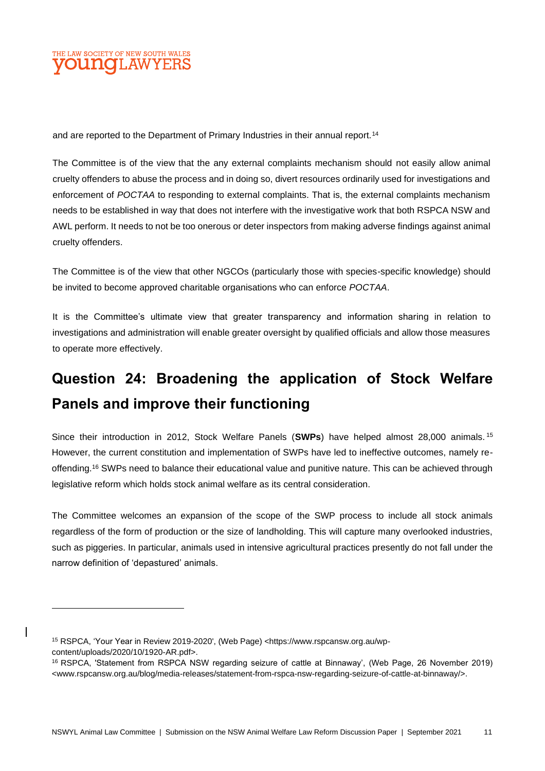and are reported to the Department of Primary Industries in their annual report.[14]

The Committee is of the view that the any external complaints mechanism should not easily allow animal cruelty offenders to abuse the process and in doing so, divert resources ordinarily used for investigations and enforcement of *POCTAA* to responding to external complaints. That is, the external complaints mechanism needs to be established in way that does not interfere with the investigative work that both RSPCA NSW and AWL perform. It needs to not be too onerous or deter inspectors from making adverse findings against animal cruelty offenders.

The Committee is of the view that other NGCOs (particularly those with species-specific knowledge) should be invited to become approved charitable organisations who can enforce *POCTAA*.

It is the Committee's ultimate view that greater transparency and information sharing in relation to investigations and administration will enable greater oversight by qualified officials and allow those measures to operate more effectively.

## Question 24: Broadening the application of Stock Welfare Panels and improve their functioning

Since their introduction in 2012, Stock Welfare Panels (**SWPs**) have helped almost 28,000 animals.[15] However, the current constitution and implementation of SWPs have led to ineffective outcomes, namely re-offending.[16] SWPs need to balance their educational value and punitive nature. This can be achieved through legislative reform which holds stock animal welfare as its central consideration.

The Committee welcomes an expansion of the scope of the SWP process to include all stock animals regardless of the form of production or the size of landholding. This will capture many overlooked industries, such as piggeries. In particular, animals used in intensive agricultural practices presently do not fall under the narrow definition of 'depastured' animals.

---

[15] RSPCA, 'Your Year in Review 2019-2020', (Web Page) <https://www.rspcansw.org.au/wp-content/uploads/2020/10/1920-AR.pdf>.

[16] RSPCA, 'Statement from RSPCA NSW regarding seizure of cattle at Binnaway', (Web Page, 26 November 2019) <www.rspcansw.org.au/blog/media-releases/statement-from-rspca-nsw-regarding-seizure-of-cattle-at-binnaway/>.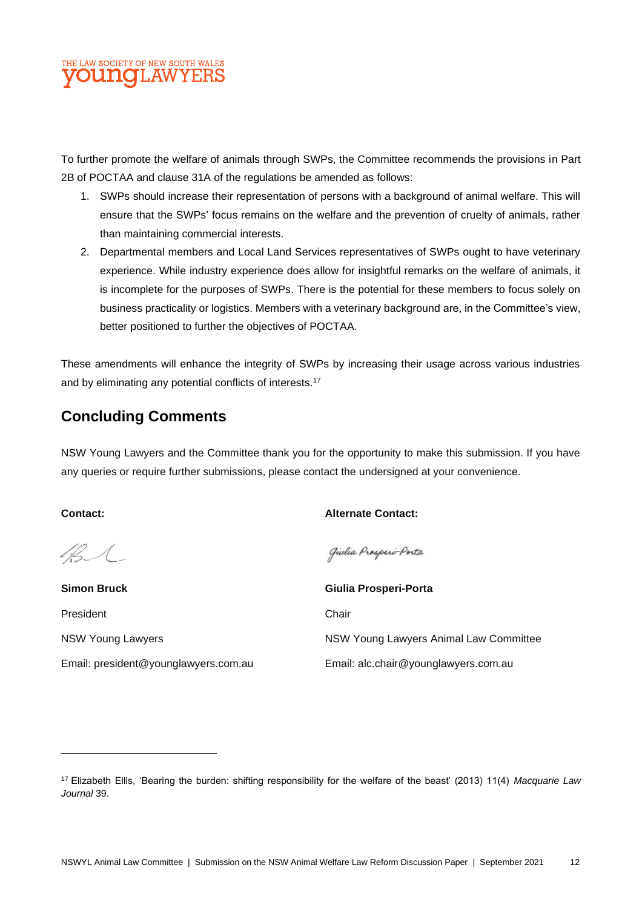To further promote the welfare of animals through SWPs, the Committee recommends the provisions in Part 2B of POCTAA and clause 31A of the regulations be amended as follows:

1. SWPs should increase their representation of persons with a background of animal welfare. This will ensure that the SWPs' focus remains on the welfare and the prevention of cruelty of animals, rather than maintaining commercial interests.
2. Departmental members and Local Land Services representatives of SWPs ought to have veterinary experience. While industry experience does allow for insightful remarks on the welfare of animals, it is incomplete for the purposes of SWPs. There is the potential for these members to focus solely on business practicality or logistics. Members with a veterinary background are, in the Committee's view, better positioned to further the objectives of POCTAA.

These amendments will enhance the integrity of SWPs by increasing their usage across various industries and by eliminating any potential conflicts of interests.[17]

## Concluding Comments

NSW Young Lawyers and the Committee thank you for the opportunity to make this submission. If you have any queries or require further submissions, please contact the undersigned at your convenience.

**Contact:**

**Simon Bruck**

President

NSW Young Lawyers

Email: president@younglawyers.com.au

**Alternate Contact:**

**Giulia Prosperi-Porta**

Chair

NSW Young Lawyers Animal Law Committee

Email: alc.chair@younglawyers.com.au

---

[17] Elizabeth Ellis, 'Bearing the burden: shifting responsibility for the welfare of the beast' (2013) 11(4) *Macquarie Law Journal* 39.